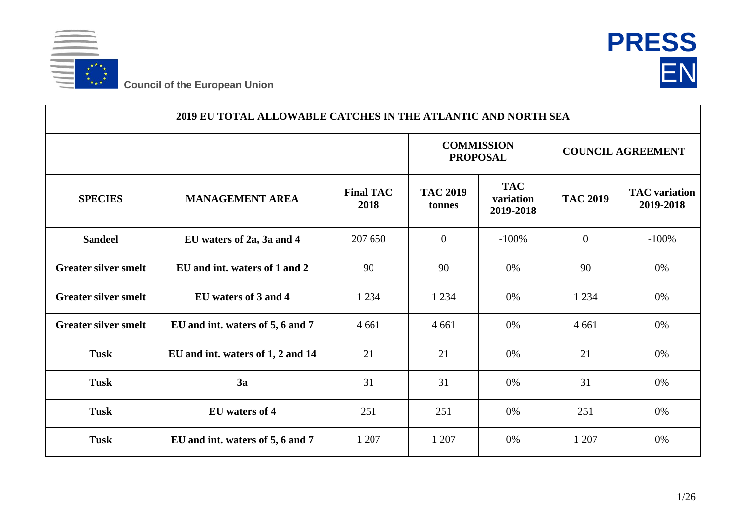Council of the European Union

**PRESS**
EN

| 2019 EU TOTAL ALLOWABLE CATCHES IN THE ATLANTIC AND NORTH SEA | | | | | | |
|---|---|---|---|---|---|---|
| | | | COMMISSION PROPOSAL | | COUNCIL AGREEMENT | |
| **SPECIES** | **MANAGEMENT AREA** | **Final TAC 2018** | **TAC 2019 tonnes** | **TAC variation 2019-2018** | **TAC 2019** | **TAC variation 2019-2018** |
| **Sandeel** | **EU waters of 2a, 3a and 4** | 207 650 | 0 | -100% | 0 | -100% |
| **Greater silver smelt** | **EU and int. waters of 1 and 2** | 90 | 90 | 0% | 90 | 0% |
| **Greater silver smelt** | **EU waters of 3 and 4** | 1 234 | 1 234 | 0% | 1 234 | 0% |
| **Greater silver smelt** | **EU and int. waters of 5, 6 and 7** | 4 661 | 4 661 | 0% | 4 661 | 0% |
| **Tusk** | **EU and int. waters of 1, 2 and 14** | 21 | 21 | 0% | 21 | 0% |
| **Tusk** | **3a** | 31 | 31 | 0% | 31 | 0% |
| **Tusk** | **EU waters of 4** | 251 | 251 | 0% | 251 | 0% |
| **Tusk** | **EU and int. waters of 5, 6 and 7** | 1 207 | 1 207 | 0% | 1 207 | 0% |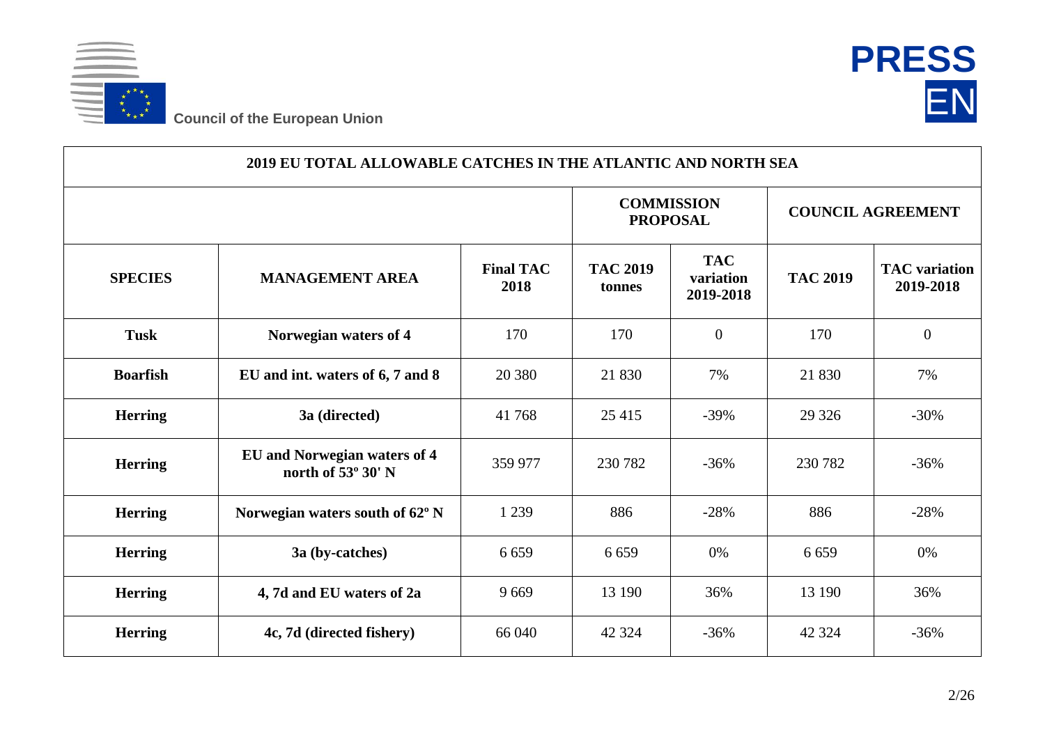| 2019 EU TOTAL ALLOWABLE CATCHES IN THE ATLANTIC AND NORTH SEA | | | | | | |
|---|---|---|---|---|---|---|
| | | | COMMISSION PROPOSAL | | COUNCIL AGREEMENT | |
| **SPECIES** | **MANAGEMENT AREA** | **Final TAC 2018** | **TAC 2019 tonnes** | **TAC variation 2019-2018** | **TAC 2019** | **TAC variation 2019-2018** |
| **Tusk** | **Norwegian waters of 4** | 170 | 170 | 0 | 170 | 0 |
| **Boarfish** | **EU and int. waters of 6, 7 and 8** | 20 380 | 21 830 | 7% | 21 830 | 7% |
| **Herring** | **3a (directed)** | 41 768 | 25 415 | -39% | 29 326 | -30% |
| **Herring** | **EU and Norwegian waters of 4 north of 53º 30' N** | 359 977 | 230 782 | -36% | 230 782 | -36% |
| **Herring** | **Norwegian waters south of 62º N** | 1 239 | 886 | -28% | 886 | -28% |
| **Herring** | **3a (by-catches)** | 6 659 | 6 659 | 0% | 6 659 | 0% |
| **Herring** | **4, 7d and EU waters of 2a** | 9 669 | 13 190 | 36% | 13 190 | 36% |
| **Herring** | **4c, 7d (directed fishery)** | 66 040 | 42 324 | -36% | 42 324 | -36% |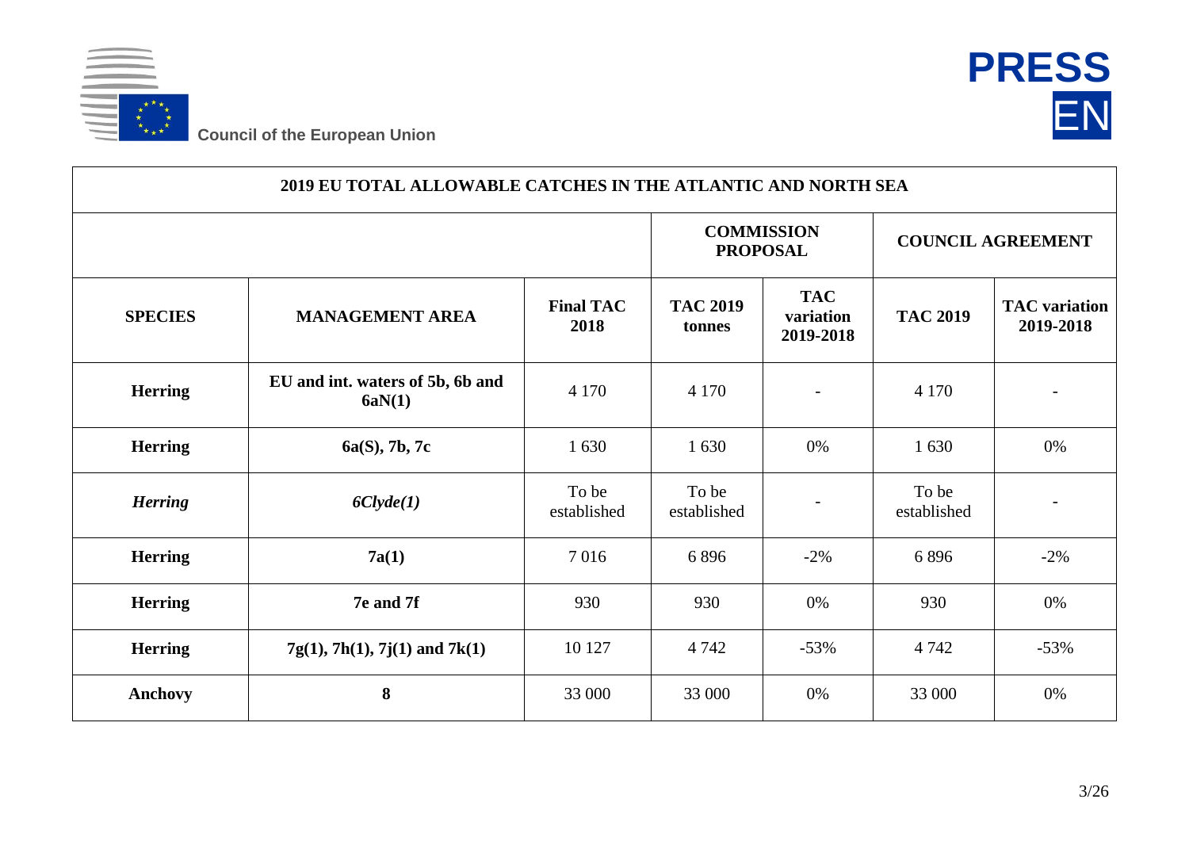| 2019 EU TOTAL ALLOWABLE CATCHES IN THE ATLANTIC AND NORTH SEA | | | | | | |
|---|---|---|---|---|---|---|
| | | | **COMMISSION PROPOSAL** | | **COUNCIL AGREEMENT** | |
| **SPECIES** | **MANAGEMENT AREA** | **Final TAC 2018** | **TAC 2019 tonnes** | **TAC variation 2019-2018** | **TAC 2019** | **TAC variation 2019-2018** |
| **Herring** | **EU and int. waters of 5b, 6b and 6aN(1)** | 4 170 | 4 170 | - | 4 170 | - |
| **Herring** | **6a(S), 7b, 7c** | 1 630 | 1 630 | 0% | 1 630 | 0% |
| ***Herring*** | ***6Clyde(1)*** | To be established | To be established | - | To be established | - |
| **Herring** | **7a(1)** | 7 016 | 6 896 | -2% | 6 896 | -2% |
| **Herring** | **7e and 7f** | 930 | 930 | 0% | 930 | 0% |
| **Herring** | **7g(1), 7h(1), 7j(1) and 7k(1)** | 10 127 | 4 742 | -53% | 4 742 | -53% |
| **Anchovy** | **8** | 33 000 | 33 000 | 0% | 33 000 | 0% |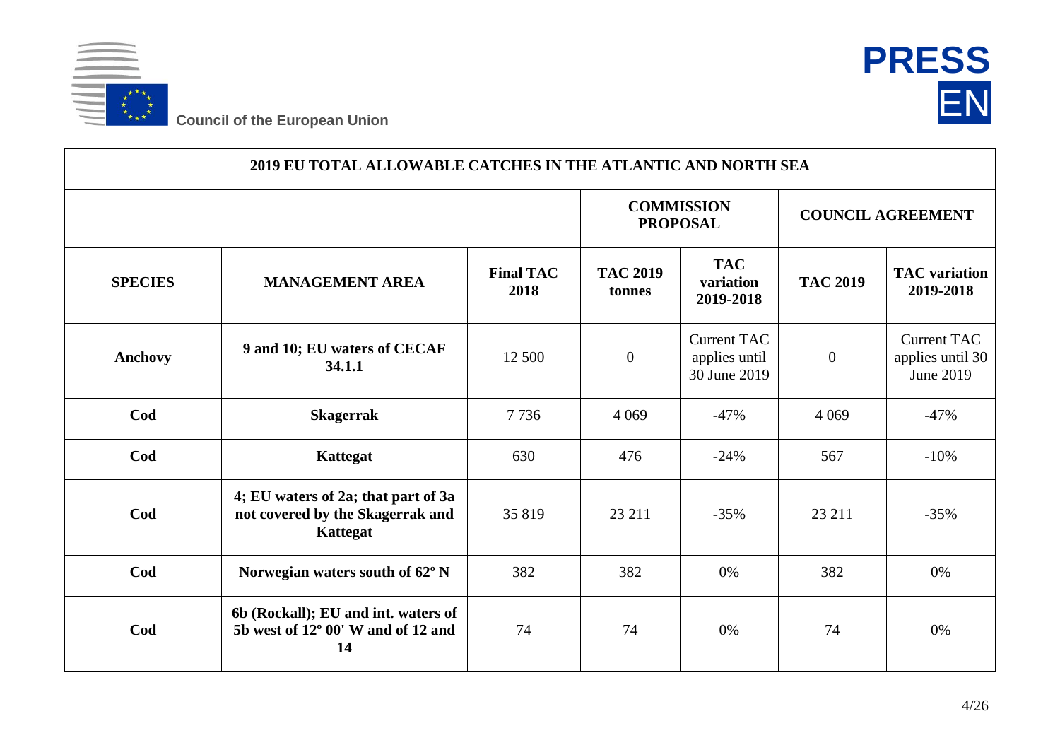| 2019 EU TOTAL ALLOWABLE CATCHES IN THE ATLANTIC AND NORTH SEA | | | | | | |
|---|---|---|---|---|---|---|
| | | | **COMMISSION PROPOSAL** | | **COUNCIL AGREEMENT** | |
| **SPECIES** | **MANAGEMENT AREA** | **Final TAC 2018** | **TAC 2019 tonnes** | **TAC variation 2019-2018** | **TAC 2019** | **TAC variation 2019-2018** |
| **Anchovy** | **9 and 10; EU waters of CECAF 34.1.1** | 12 500 | 0 | Current TAC applies until 30 June 2019 | 0 | Current TAC applies until 30 June 2019 |
| **Cod** | **Skagerrak** | 7 736 | 4 069 | -47% | 4 069 | -47% |
| **Cod** | **Kattegat** | 630 | 476 | -24% | 567 | -10% |
| **Cod** | **4; EU waters of 2a; that part of 3a not covered by the Skagerrak and Kattegat** | 35 819 | 23 211 | -35% | 23 211 | -35% |
| **Cod** | **Norwegian waters south of 62º N** | 382 | 382 | 0% | 382 | 0% |
| **Cod** | **6b (Rockall); EU and int. waters of 5b west of 12º 00' W and of 12 and 14** | 74 | 74 | 0% | 74 | 0% |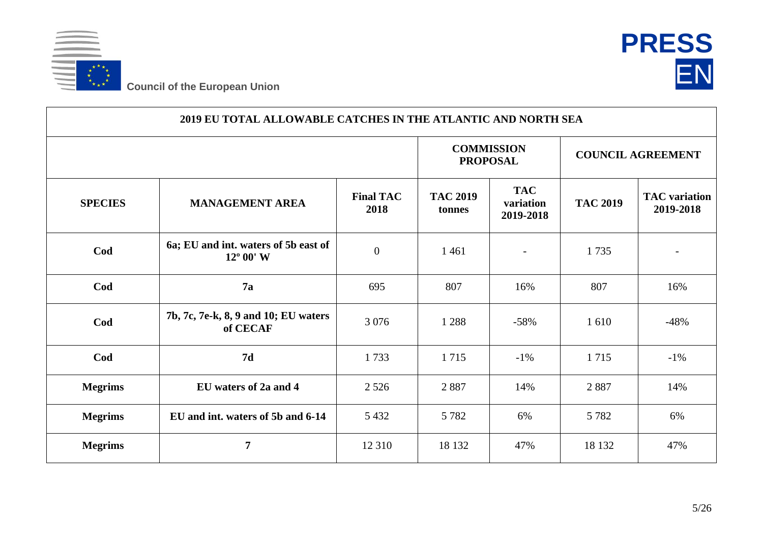| 2019 EU TOTAL ALLOWABLE CATCHES IN THE ATLANTIC AND NORTH SEA | | | | | | |
|---|---|---|---|---|---|---|
| | | | **COMMISSION PROPOSAL** | | **COUNCIL AGREEMENT** | |
| **SPECIES** | **MANAGEMENT AREA** | **Final TAC 2018** | **TAC 2019 tonnes** | **TAC variation 2019-2018** | **TAC 2019** | **TAC variation 2019-2018** |
| **Cod** | **6a; EU and int. waters of 5b east of 12º 00' W** | 0 | 1 461 | - | 1 735 | - |
| **Cod** | **7a** | 695 | 807 | 16% | 807 | 16% |
| **Cod** | **7b, 7c, 7e-k, 8, 9 and 10; EU waters of CECAF** | 3 076 | 1 288 | -58% | 1 610 | -48% |
| **Cod** | **7d** | 1 733 | 1 715 | -1% | 1 715 | -1% |
| **Megrims** | **EU waters of 2a and 4** | 2 526 | 2 887 | 14% | 2 887 | 14% |
| **Megrims** | **EU and int. waters of 5b and 6-14** | 5 432 | 5 782 | 6% | 5 782 | 6% |
| **Megrims** | **7** | 12 310 | 18 132 | 47% | 18 132 | 47% |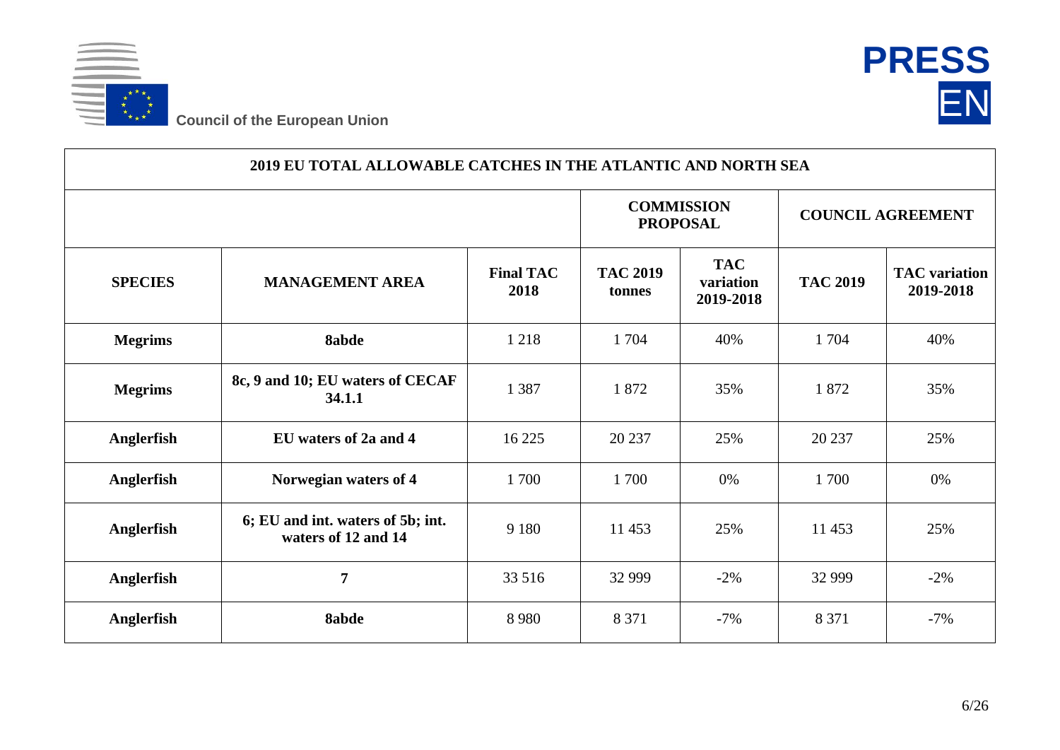| 2019 EU TOTAL ALLOWABLE CATCHES IN THE ATLANTIC AND NORTH SEA | | | | | | |
|---|---|---|---|---|---|---|
| | | | COMMISSION PROPOSAL | | COUNCIL AGREEMENT | |
| **SPECIES** | **MANAGEMENT AREA** | **Final TAC 2018** | **TAC 2019 tonnes** | **TAC variation 2019-2018** | **TAC 2019** | **TAC variation 2019-2018** |
| **Megrims** | **8abde** | 1 218 | 1 704 | 40% | 1 704 | 40% |
| **Megrims** | **8c, 9 and 10; EU waters of CECAF 34.1.1** | 1 387 | 1 872 | 35% | 1 872 | 35% |
| **Anglerfish** | **EU waters of 2a and 4** | 16 225 | 20 237 | 25% | 20 237 | 25% |
| **Anglerfish** | **Norwegian waters of 4** | 1 700 | 1 700 | 0% | 1 700 | 0% |
| **Anglerfish** | **6; EU and int. waters of 5b; int. waters of 12 and 14** | 9 180 | 11 453 | 25% | 11 453 | 25% |
| **Anglerfish** | **7** | 33 516 | 32 999 | -2% | 32 999 | -2% |
| **Anglerfish** | **8abde** | 8 980 | 8 371 | -7% | 8 371 | -7% |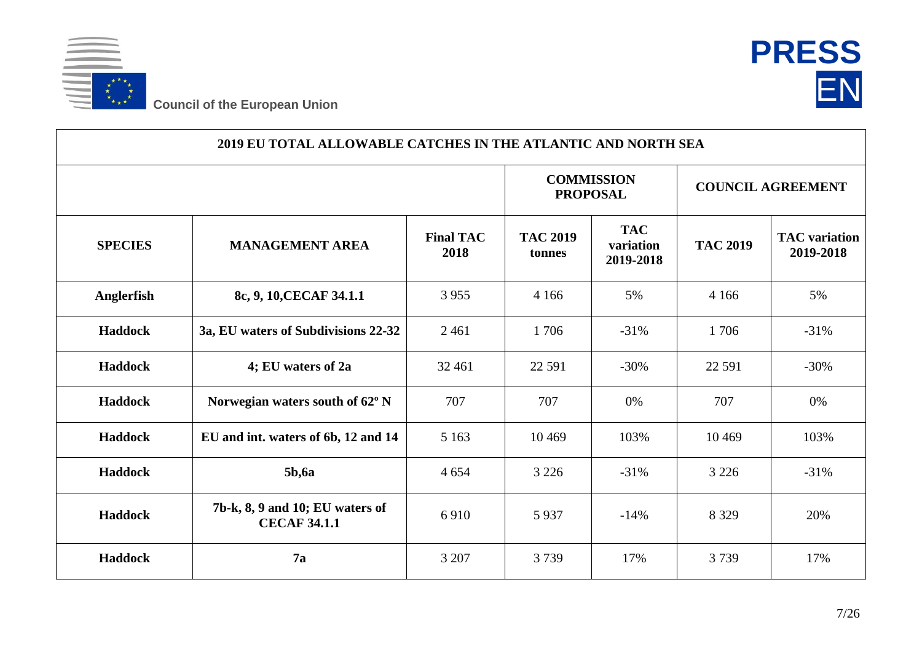| 2019 EU TOTAL ALLOWABLE CATCHES IN THE ATLANTIC AND NORTH SEA | | | | | | |
|---|---|---|---|---|---|---|
| | | | COMMISSION PROPOSAL | | COUNCIL AGREEMENT | |
| SPECIES | MANAGEMENT AREA | Final TAC 2018 | TAC 2019 tonnes | TAC variation 2019-2018 | TAC 2019 | TAC variation 2019-2018 |
| Anglerfish | 8c, 9, 10,CECAF 34.1.1 | 3 955 | 4 166 | 5% | 4 166 | 5% |
| Haddock | 3a, EU waters of Subdivisions 22-32 | 2 461 | 1 706 | -31% | 1 706 | -31% |
| Haddock | 4; EU waters of 2a | 32 461 | 22 591 | -30% | 22 591 | -30% |
| Haddock | Norwegian waters south of 62º N | 707 | 707 | 0% | 707 | 0% |
| Haddock | EU and int. waters of 6b, 12 and 14 | 5 163 | 10 469 | 103% | 10 469 | 103% |
| Haddock | 5b,6a | 4 654 | 3 226 | -31% | 3 226 | -31% |
| Haddock | 7b-k, 8, 9 and 10; EU waters of CECAF 34.1.1 | 6 910 | 5 937 | -14% | 8 329 | 20% |
| Haddock | 7a | 3 207 | 3 739 | 17% | 3 739 | 17% |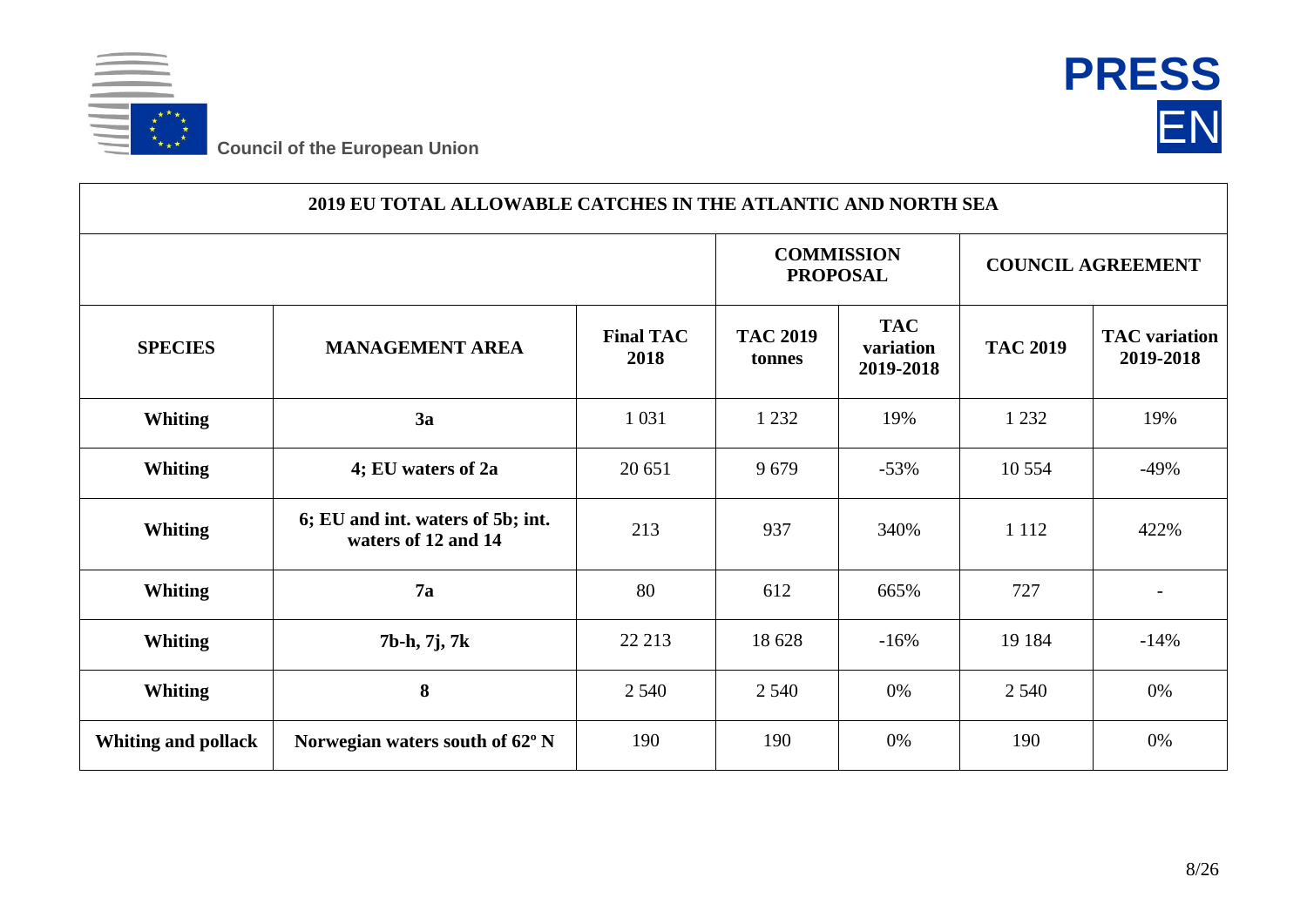| 2019 EU TOTAL ALLOWABLE CATCHES IN THE ATLANTIC AND NORTH SEA | | | | | | |
|---|---|---|---|---|---|---|
| | | | COMMISSION PROPOSAL | | COUNCIL AGREEMENT | |
| **SPECIES** | **MANAGEMENT AREA** | **Final TAC 2018** | **TAC 2019 tonnes** | **TAC variation 2019-2018** | **TAC 2019** | **TAC variation 2019-2018** |
| **Whiting** | **3a** | 1 031 | 1 232 | 19% | 1 232 | 19% |
| **Whiting** | **4; EU waters of 2a** | 20 651 | 9 679 | -53% | 10 554 | -49% |
| **Whiting** | **6; EU and int. waters of 5b; int. waters of 12 and 14** | 213 | 937 | 340% | 1 112 | 422% |
| **Whiting** | **7a** | 80 | 612 | 665% | 727 | - |
| **Whiting** | **7b-h, 7j, 7k** | 22 213 | 18 628 | -16% | 19 184 | -14% |
| **Whiting** | **8** | 2 540 | 2 540 | 0% | 2 540 | 0% |
| **Whiting and pollack** | **Norwegian waters south of 62º N** | 190 | 190 | 0% | 190 | 0% |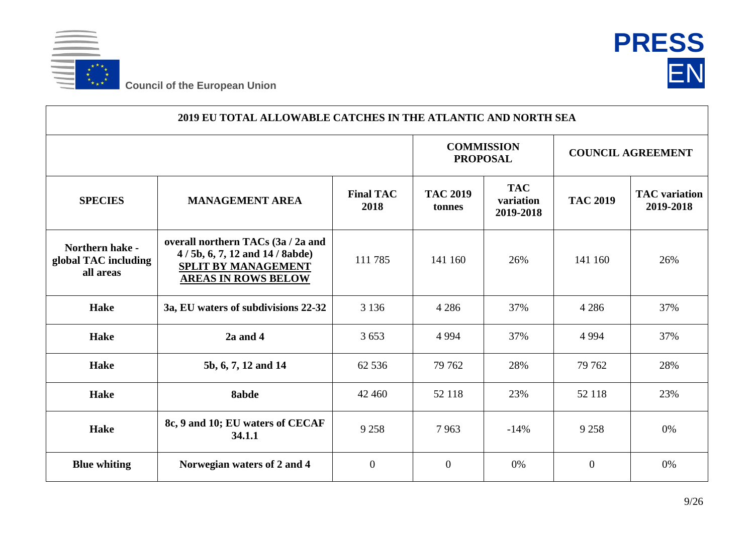| 2019 EU TOTAL ALLOWABLE CATCHES IN THE ATLANTIC AND NORTH SEA | | | | | | |
|---|---|---|---|---|---|---|
| | | | **COMMISSION PROPOSAL** | | **COUNCIL AGREEMENT** | |
| **SPECIES** | **MANAGEMENT AREA** | **Final TAC 2018** | **TAC 2019 tonnes** | **TAC variation 2019-2018** | **TAC 2019** | **TAC variation 2019-2018** |
| **Northern hake - global TAC including all areas** | **overall northern TACs (3a / 2a and 4 / 5b, 6, 7, 12 and 14 / 8abde) SPLIT BY MANAGEMENT AREAS IN ROWS BELOW** | 111 785 | 141 160 | 26% | 141 160 | 26% |
| **Hake** | **3a, EU waters of subdivisions 22-32** | 3 136 | 4 286 | 37% | 4 286 | 37% |
| **Hake** | **2a and 4** | 3 653 | 4 994 | 37% | 4 994 | 37% |
| **Hake** | **5b, 6, 7, 12 and 14** | 62 536 | 79 762 | 28% | 79 762 | 28% |
| **Hake** | **8abde** | 42 460 | 52 118 | 23% | 52 118 | 23% |
| **Hake** | **8c, 9 and 10; EU waters of CECAF 34.1.1** | 9 258 | 7 963 | -14% | 9 258 | 0% |
| **Blue whiting** | **Norwegian waters of 2 and 4** | 0 | 0 | 0% | 0 | 0% |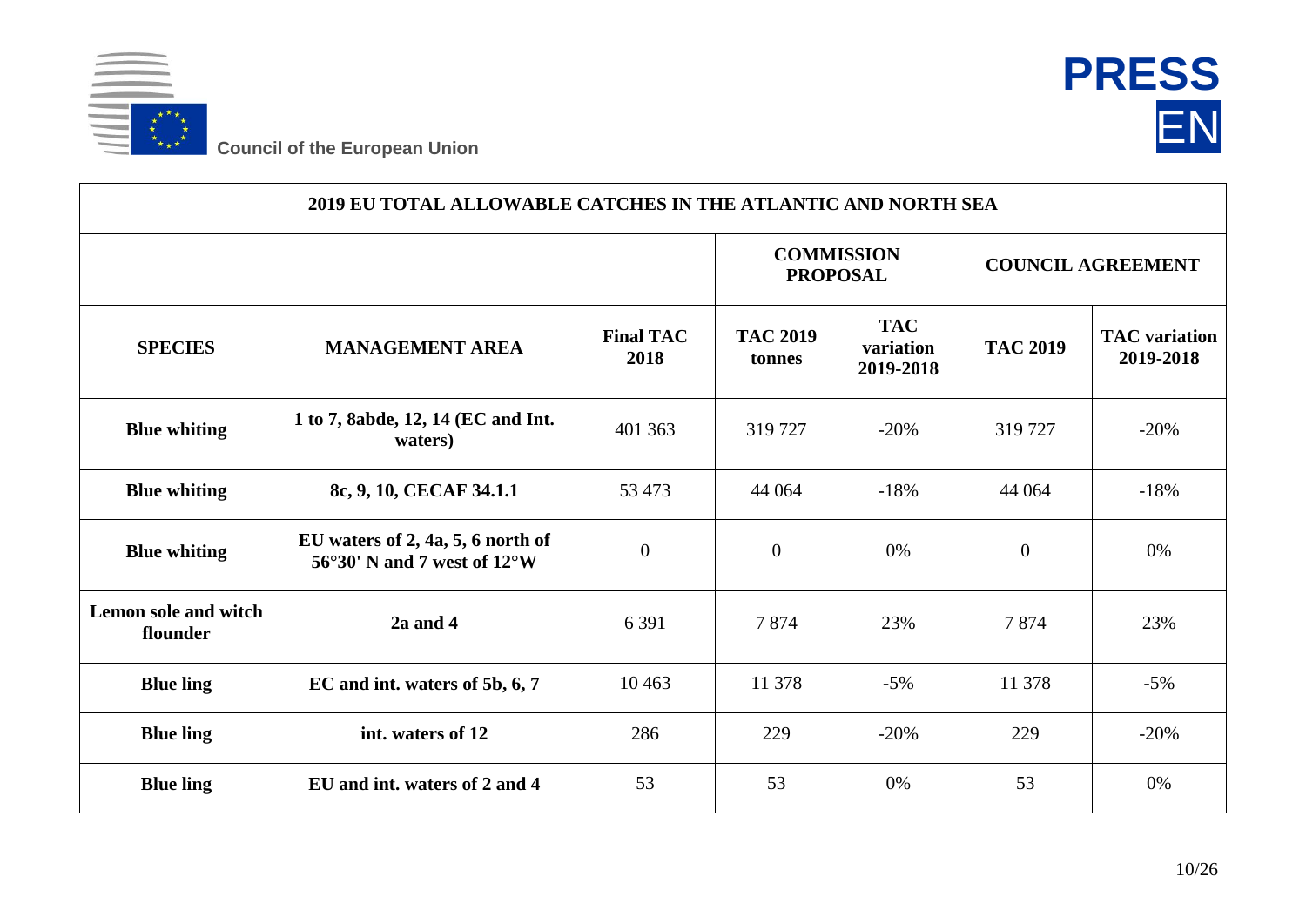| 2019 EU TOTAL ALLOWABLE CATCHES IN THE ATLANTIC AND NORTH SEA | | | | | | |
|---|---|---|---|---|---|---|
| | | | **COMMISSION PROPOSAL** | | **COUNCIL AGREEMENT** | |
| **SPECIES** | **MANAGEMENT AREA** | **Final TAC 2018** | **TAC 2019 tonnes** | **TAC variation 2019-2018** | **TAC 2019** | **TAC variation 2019-2018** |
| **Blue whiting** | **1 to 7, 8abde, 12, 14 (EC and Int. waters)** | 401 363 | 319 727 | -20% | 319 727 | -20% |
| **Blue whiting** | **8c, 9, 10, CECAF 34.1.1** | 53 473 | 44 064 | -18% | 44 064 | -18% |
| **Blue whiting** | **EU waters of 2, 4a, 5, 6 north of 56°30' N and 7 west of 12°W** | 0 | 0 | 0% | 0 | 0% |
| **Lemon sole and witch flounder** | **2a and 4** | 6 391 | 7 874 | 23% | 7 874 | 23% |
| **Blue ling** | **EC and int. waters of 5b, 6, 7** | 10 463 | 11 378 | -5% | 11 378 | -5% |
| **Blue ling** | **int. waters of 12** | 286 | 229 | -20% | 229 | -20% |
| **Blue ling** | **EU and int. waters of 2 and 4** | 53 | 53 | 0% | 53 | 0% |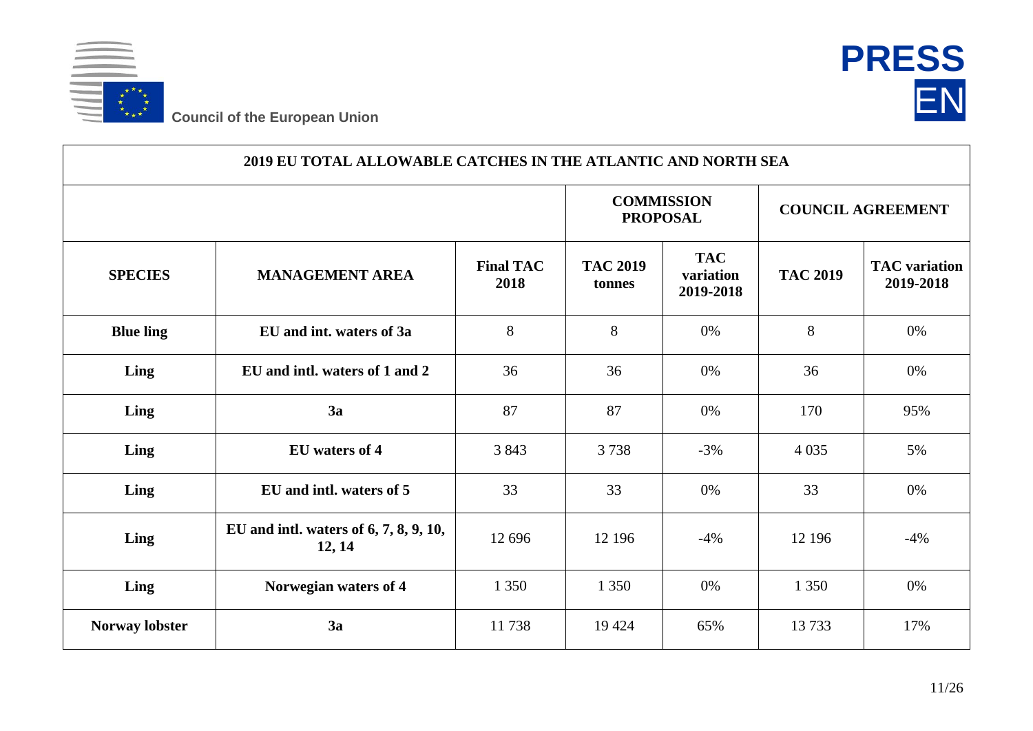| 2019 EU TOTAL ALLOWABLE CATCHES IN THE ATLANTIC AND NORTH SEA | | | | | | |
|---|---|---|---|---|---|---|
| | | | **COMMISSION PROPOSAL** | | **COUNCIL AGREEMENT** | |
| **SPECIES** | **MANAGEMENT AREA** | **Final TAC 2018** | **TAC 2019 tonnes** | **TAC variation 2019-2018** | **TAC 2019** | **TAC variation 2019-2018** |
| **Blue ling** | **EU and int. waters of 3a** | 8 | 8 | 0% | 8 | 0% |
| **Ling** | **EU and intl. waters of 1 and 2** | 36 | 36 | 0% | 36 | 0% |
| **Ling** | **3a** | 87 | 87 | 0% | 170 | 95% |
| **Ling** | **EU waters of 4** | 3 843 | 3 738 | -3% | 4 035 | 5% |
| **Ling** | **EU and intl. waters of 5** | 33 | 33 | 0% | 33 | 0% |
| **Ling** | **EU and intl. waters of 6, 7, 8, 9, 10, 12, 14** | 12 696 | 12 196 | -4% | 12 196 | -4% |
| **Ling** | **Norwegian waters of 4** | 1 350 | 1 350 | 0% | 1 350 | 0% |
| **Norway lobster** | **3a** | 11 738 | 19 424 | 65% | 13 733 | 17% |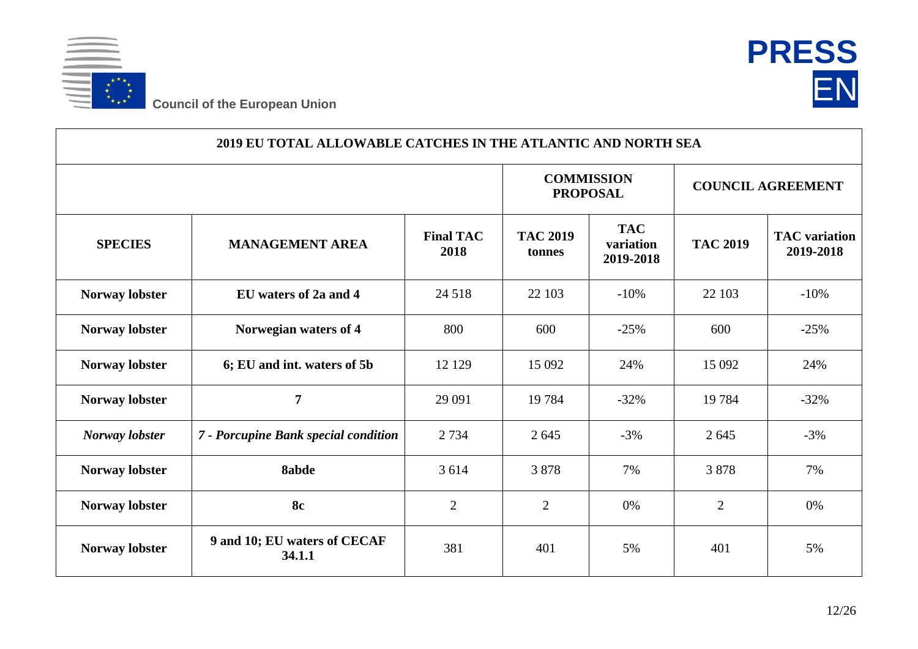| 2019 EU TOTAL ALLOWABLE CATCHES IN THE ATLANTIC AND NORTH SEA | | | | | | |
|---|---|---|---|---|---|---|
| | | | COMMISSION PROPOSAL | | COUNCIL AGREEMENT | |
| **SPECIES** | **MANAGEMENT AREA** | **Final TAC 2018** | **TAC 2019 tonnes** | **TAC variation 2019-2018** | **TAC 2019** | **TAC variation 2019-2018** |
| **Norway lobster** | **EU waters of 2a and 4** | 24 518 | 22 103 | -10% | 22 103 | -10% |
| **Norway lobster** | **Norwegian waters of 4** | 800 | 600 | -25% | 600 | -25% |
| **Norway lobster** | **6; EU and int. waters of 5b** | 12 129 | 15 092 | 24% | 15 092 | 24% |
| **Norway lobster** | **7** | 29 091 | 19 784 | -32% | 19 784 | -32% |
| ***Norway lobster*** | ***7 - Porcupine Bank special condition*** | 2 734 | 2 645 | -3% | 2 645 | -3% |
| **Norway lobster** | **8abde** | 3 614 | 3 878 | 7% | 3 878 | 7% |
| **Norway lobster** | **8c** | 2 | 2 | 0% | 2 | 0% |
| **Norway lobster** | **9 and 10; EU waters of CECAF 34.1.1** | 381 | 401 | 5% | 401 | 5% |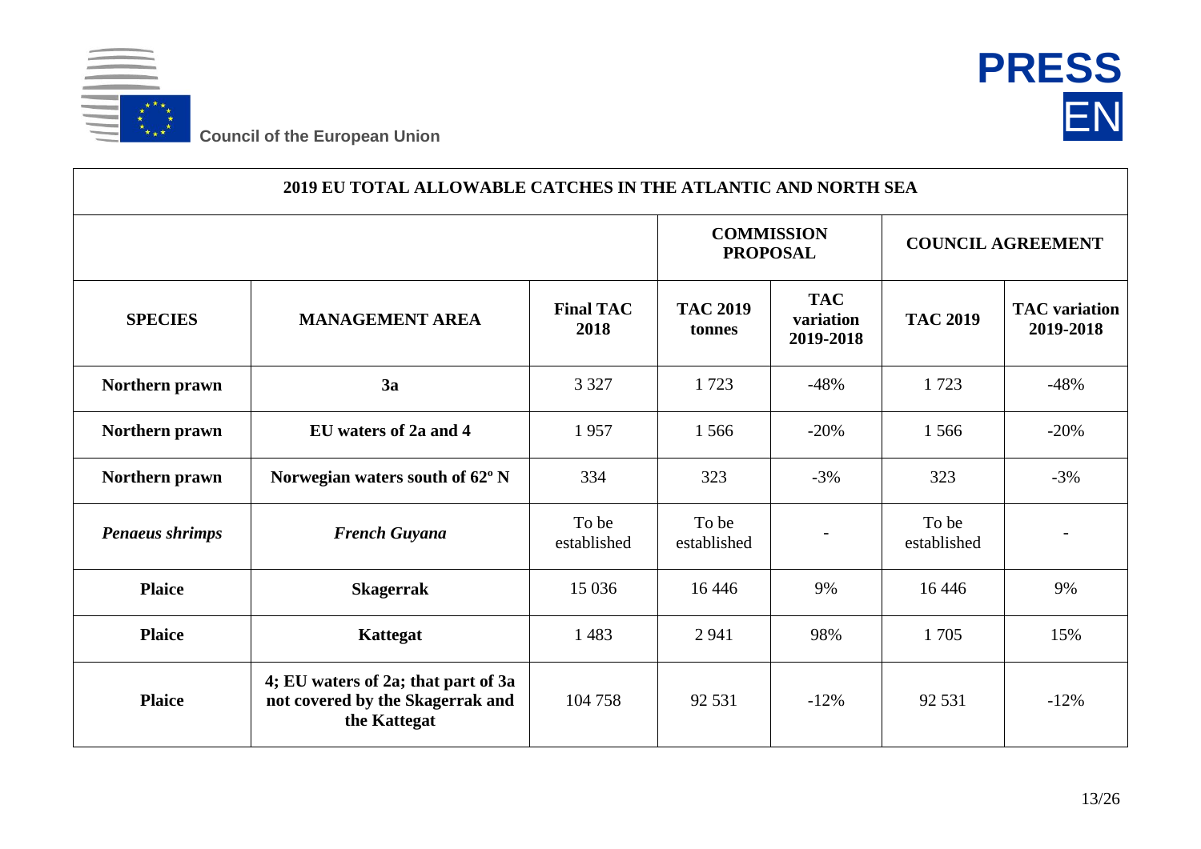| 2019 EU TOTAL ALLOWABLE CATCHES IN THE ATLANTIC AND NORTH SEA | | | | | | |
|---|---|---|---|---|---|---|
| | | | COMMISSION PROPOSAL | | COUNCIL AGREEMENT | |
| **SPECIES** | **MANAGEMENT AREA** | **Final TAC 2018** | **TAC 2019 tonnes** | **TAC variation 2019-2018** | **TAC 2019** | **TAC variation 2019-2018** |
| **Northern prawn** | **3a** | 3 327 | 1 723 | -48% | 1 723 | -48% |
| **Northern prawn** | **EU waters of 2a and 4** | 1 957 | 1 566 | -20% | 1 566 | -20% |
| **Northern prawn** | **Norwegian waters south of 62º N** | 334 | 323 | -3% | 323 | -3% |
| ***Penaeus shrimps*** | ***French Guyana*** | To be established | To be established | - | To be established | - |
| **Plaice** | **Skagerrak** | 15 036 | 16 446 | 9% | 16 446 | 9% |
| **Plaice** | **Kattegat** | 1 483 | 2 941 | 98% | 1 705 | 15% |
| **Plaice** | **4; EU waters of 2a; that part of 3a not covered by the Skagerrak and the Kattegat** | 104 758 | 92 531 | -12% | 92 531 | -12% |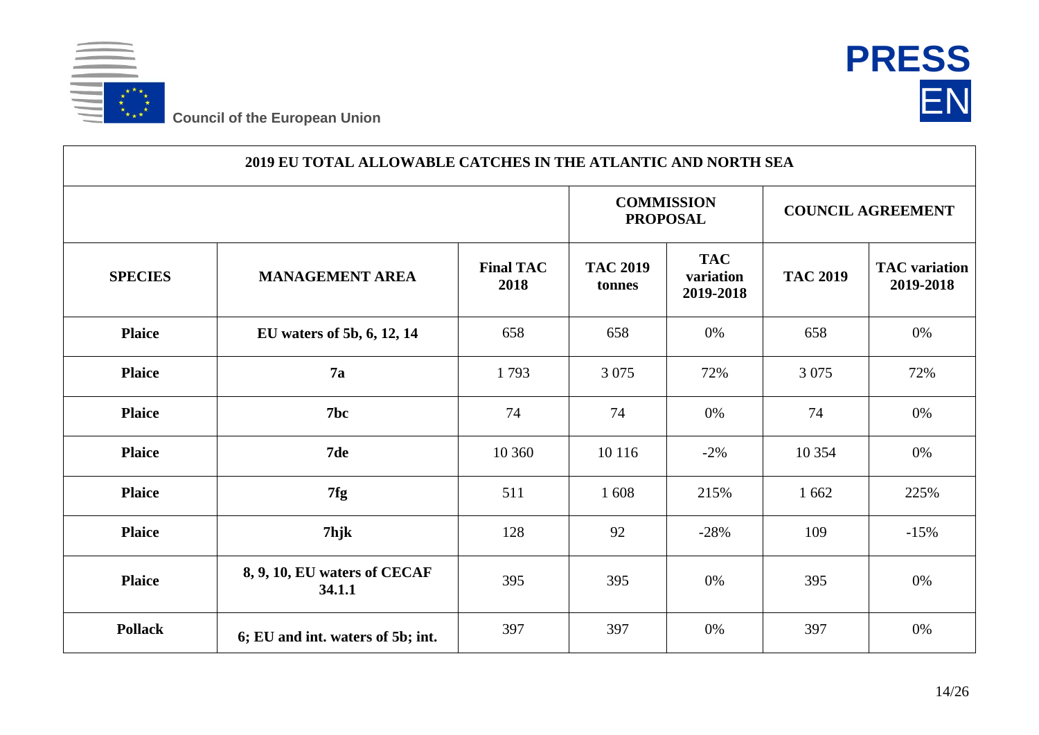| 2019 EU TOTAL ALLOWABLE CATCHES IN THE ATLANTIC AND NORTH SEA | | | | | | |
|---|---|---|---|---|---|---|
| | | | **COMMISSION PROPOSAL** | | **COUNCIL AGREEMENT** | |
| **SPECIES** | **MANAGEMENT AREA** | **Final TAC 2018** | **TAC 2019 tonnes** | **TAC variation 2019-2018** | **TAC 2019** | **TAC variation 2019-2018** |
| **Plaice** | **EU waters of 5b, 6, 12, 14** | 658 | 658 | 0% | 658 | 0% |
| **Plaice** | **7a** | 1 793 | 3 075 | 72% | 3 075 | 72% |
| **Plaice** | **7bc** | 74 | 74 | 0% | 74 | 0% |
| **Plaice** | **7de** | 10 360 | 10 116 | -2% | 10 354 | 0% |
| **Plaice** | **7fg** | 511 | 1 608 | 215% | 1 662 | 225% |
| **Plaice** | **7hjk** | 128 | 92 | -28% | 109 | -15% |
| **Plaice** | **8, 9, 10, EU waters of CECAF 34.1.1** | 395 | 395 | 0% | 395 | 0% |
| **Pollack** | **6; EU and int. waters of 5b; int.** | 397 | 397 | 0% | 397 | 0% |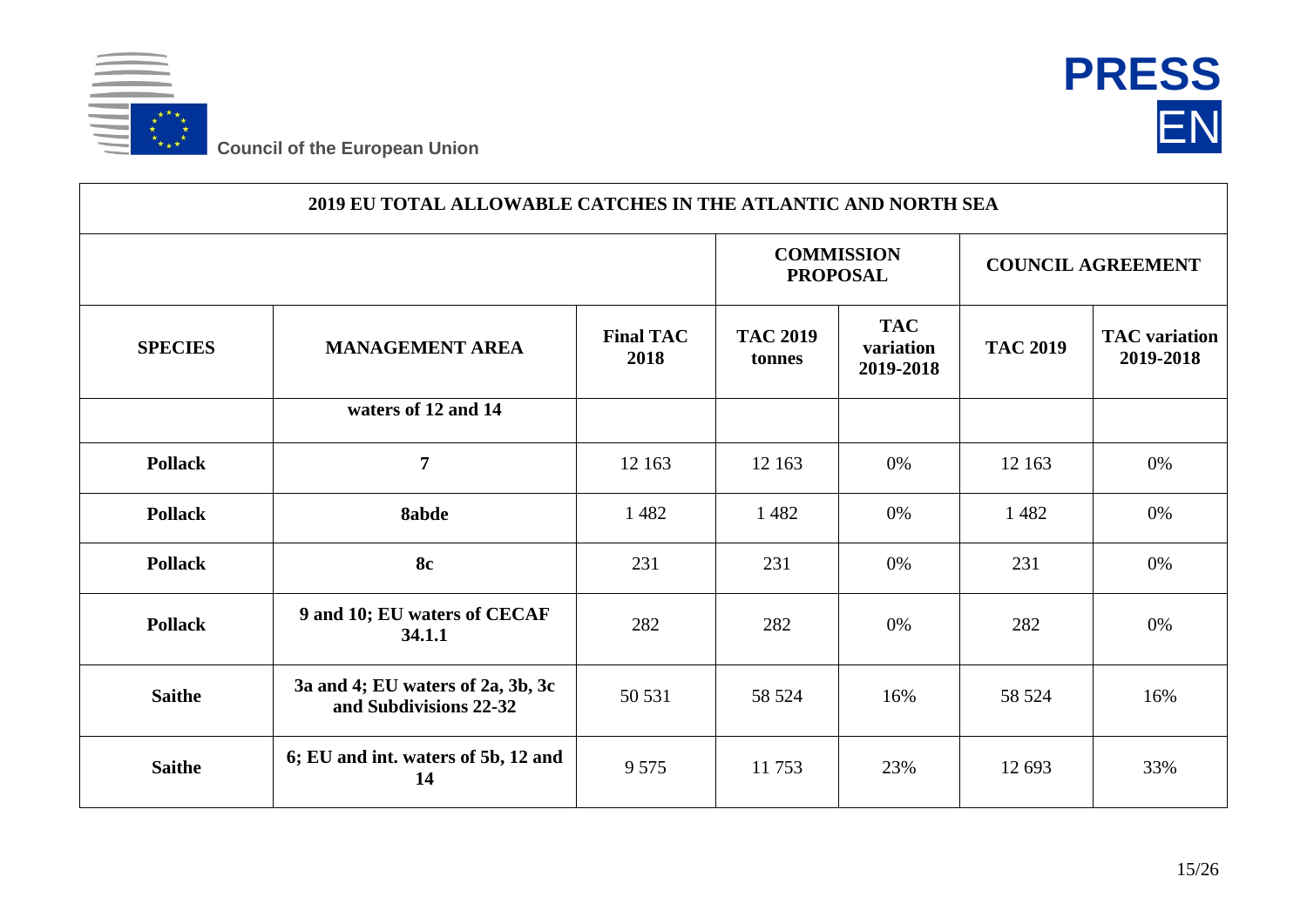| 2019 EU TOTAL ALLOWABLE CATCHES IN THE ATLANTIC AND NORTH SEA | | | | | | |
|---|---|---|---|---|---|---|
| | | | **COMMISSION PROPOSAL** | | **COUNCIL AGREEMENT** | |
| **SPECIES** | **MANAGEMENT AREA** | **Final TAC 2018** | **TAC 2019 tonnes** | **TAC variation 2019-2018** | **TAC 2019** | **TAC variation 2019-2018** |
| | **waters of 12 and 14** | | | | | |
| **Pollack** | **7** | 12 163 | 12 163 | 0% | 12 163 | 0% |
| **Pollack** | **8abde** | 1 482 | 1 482 | 0% | 1 482 | 0% |
| **Pollack** | **8c** | 231 | 231 | 0% | 231 | 0% |
| **Pollack** | **9 and 10; EU waters of CECAF 34.1.1** | 282 | 282 | 0% | 282 | 0% |
| **Saithe** | **3a and 4; EU waters of 2a, 3b, 3c and Subdivisions 22-32** | 50 531 | 58 524 | 16% | 58 524 | 16% |
| **Saithe** | **6; EU and int. waters of 5b, 12 and 14** | 9 575 | 11 753 | 23% | 12 693 | 33% |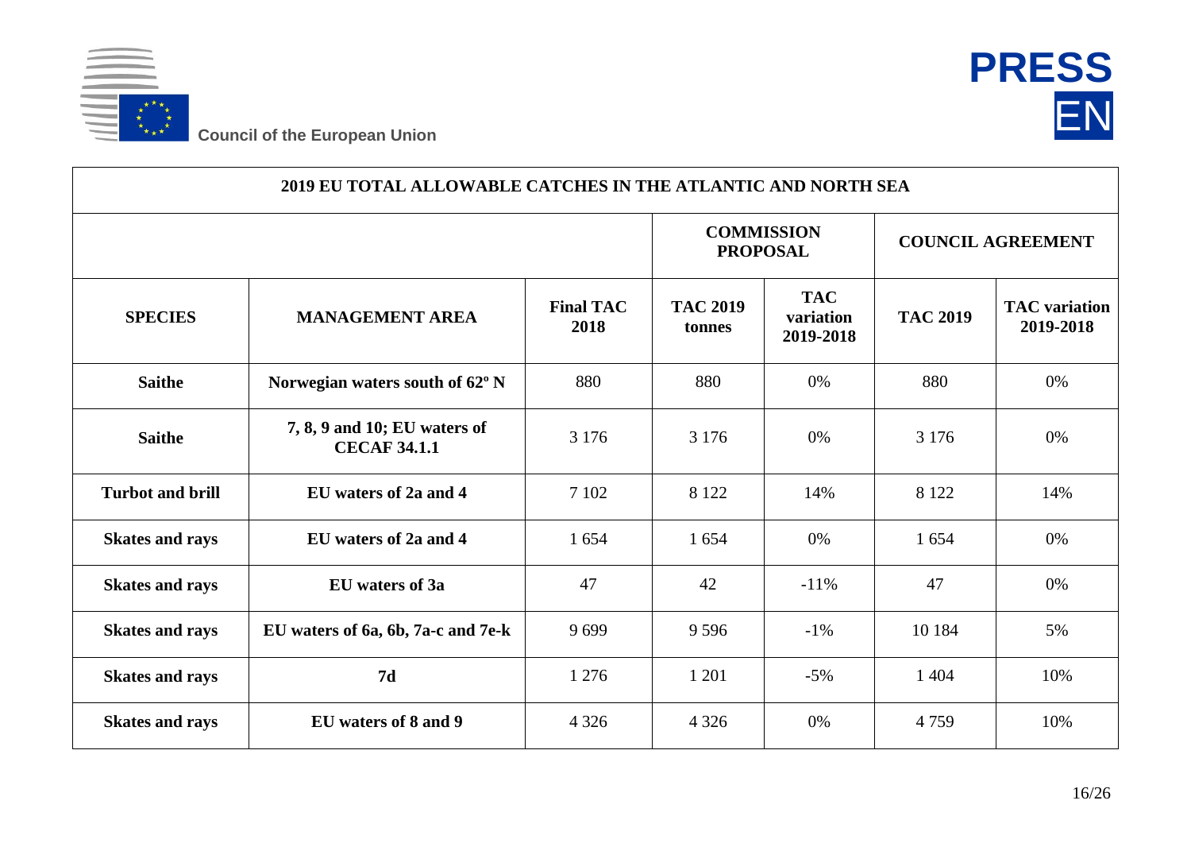| 2019 EU TOTAL ALLOWABLE CATCHES IN THE ATLANTIC AND NORTH SEA | | | | | | |
|---|---|---|---|---|---|---|
| | | | **COMMISSION PROPOSAL** | | **COUNCIL AGREEMENT** | |
| **SPECIES** | **MANAGEMENT AREA** | **Final TAC 2018** | **TAC 2019 tonnes** | **TAC variation 2019-2018** | **TAC 2019** | **TAC variation 2019-2018** |
| **Saithe** | **Norwegian waters south of 62º N** | 880 | 880 | 0% | 880 | 0% |
| **Saithe** | **7, 8, 9 and 10; EU waters of CECAF 34.1.1** | 3 176 | 3 176 | 0% | 3 176 | 0% |
| **Turbot and brill** | **EU waters of 2a and 4** | 7 102 | 8 122 | 14% | 8 122 | 14% |
| **Skates and rays** | **EU waters of 2a and 4** | 1 654 | 1 654 | 0% | 1 654 | 0% |
| **Skates and rays** | **EU waters of 3a** | 47 | 42 | -11% | 47 | 0% |
| **Skates and rays** | **EU waters of 6a, 6b, 7a-c and 7e-k** | 9 699 | 9 596 | -1% | 10 184 | 5% |
| **Skates and rays** | **7d** | 1 276 | 1 201 | -5% | 1 404 | 10% |
| **Skates and rays** | **EU waters of 8 and 9** | 4 326 | 4 326 | 0% | 4 759 | 10% |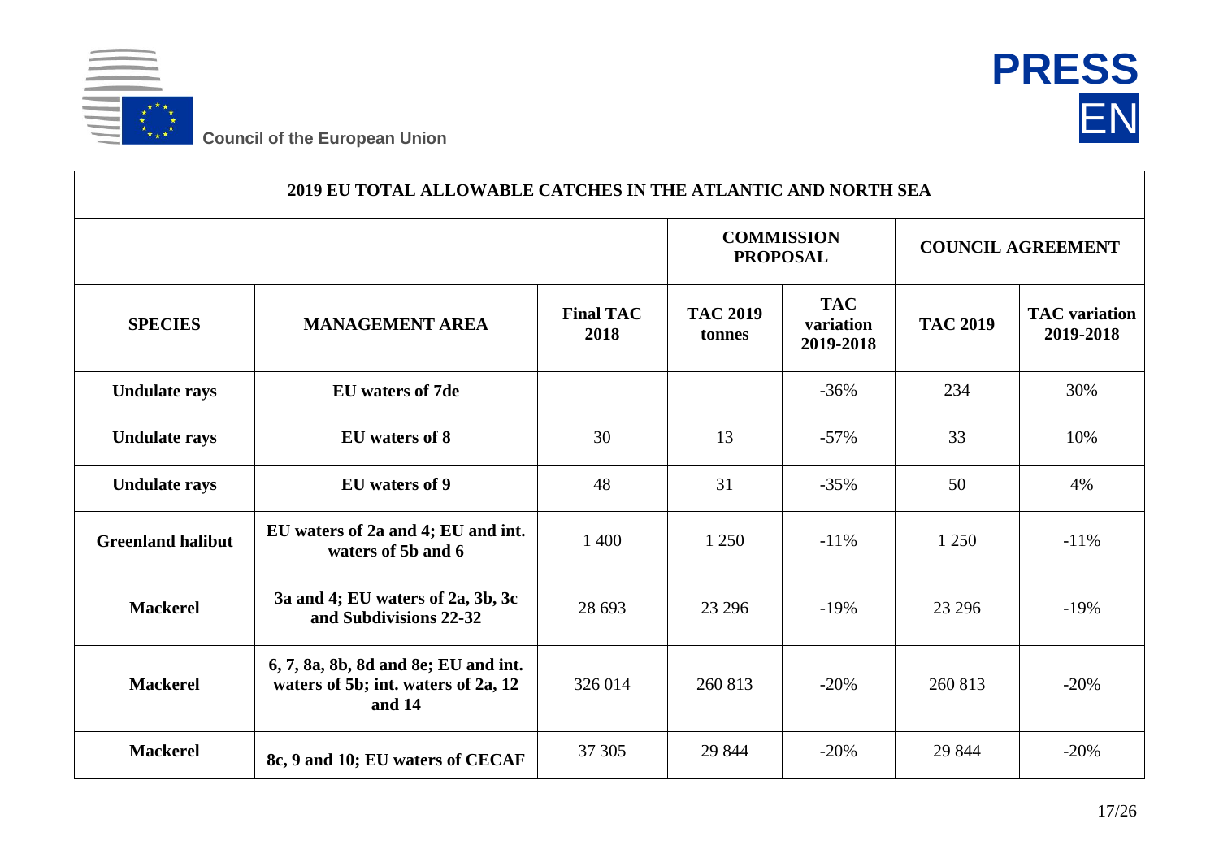| 2019 EU TOTAL ALLOWABLE CATCHES IN THE ATLANTIC AND NORTH SEA | | | | | | |
|---|---|---|---|---|---|---|
| | | | COMMISSION PROPOSAL | | COUNCIL AGREEMENT | |
| **SPECIES** | **MANAGEMENT AREA** | **Final TAC 2018** | **TAC 2019 tonnes** | **TAC variation 2019-2018** | **TAC 2019** | **TAC variation 2019-2018** |
| **Undulate rays** | **EU waters of 7de** | | | -36% | 234 | 30% |
| **Undulate rays** | **EU waters of 8** | 30 | 13 | -57% | 33 | 10% |
| **Undulate rays** | **EU waters of 9** | 48 | 31 | -35% | 50 | 4% |
| **Greenland halibut** | **EU waters of 2a and 4; EU and int. waters of 5b and 6** | 1 400 | 1 250 | -11% | 1 250 | -11% |
| **Mackerel** | **3a and 4; EU waters of 2a, 3b, 3c and Subdivisions 22-32** | 28 693 | 23 296 | -19% | 23 296 | -19% |
| **Mackerel** | **6, 7, 8a, 8b, 8d and 8e; EU and int. waters of 5b; int. waters of 2a, 12 and 14** | 326 014 | 260 813 | -20% | 260 813 | -20% |
| **Mackerel** | **8c, 9 and 10; EU waters of CECAF** | 37 305 | 29 844 | -20% | 29 844 | -20% |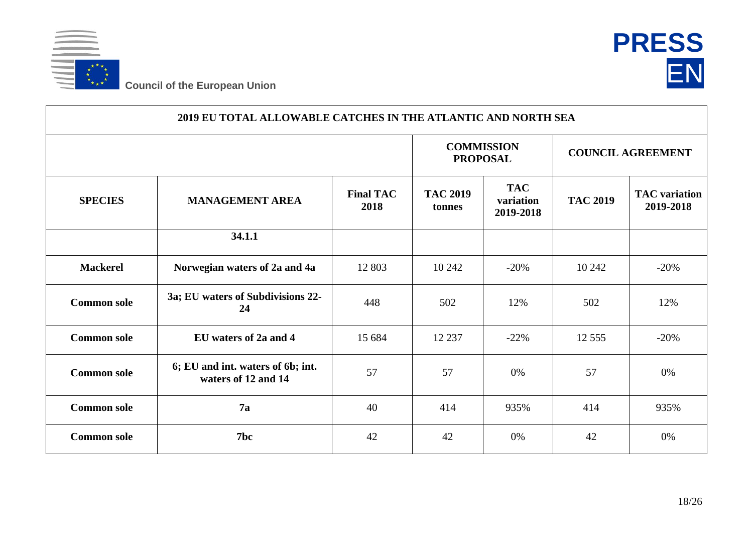| 2019 EU TOTAL ALLOWABLE CATCHES IN THE ATLANTIC AND NORTH SEA | | | | | | |
|---|---|---|---|---|---|---|
| | | | COMMISSION PROPOSAL | | COUNCIL AGREEMENT | |
| **SPECIES** | **MANAGEMENT AREA** | **Final TAC 2018** | **TAC 2019 tonnes** | **TAC variation 2019-2018** | **TAC 2019** | **TAC variation 2019-2018** |
| | **34.1.1** | | | | | |
| **Mackerel** | **Norwegian waters of 2a and 4a** | 12 803 | 10 242 | -20% | 10 242 | -20% |
| **Common sole** | **3a; EU waters of Subdivisions 22-24** | 448 | 502 | 12% | 502 | 12% |
| **Common sole** | **EU waters of 2a and 4** | 15 684 | 12 237 | -22% | 12 555 | -20% |
| **Common sole** | **6; EU and int. waters of 6b; int. waters of 12 and 14** | 57 | 57 | 0% | 57 | 0% |
| **Common sole** | **7a** | 40 | 414 | 935% | 414 | 935% |
| **Common sole** | **7bc** | 42 | 42 | 0% | 42 | 0% |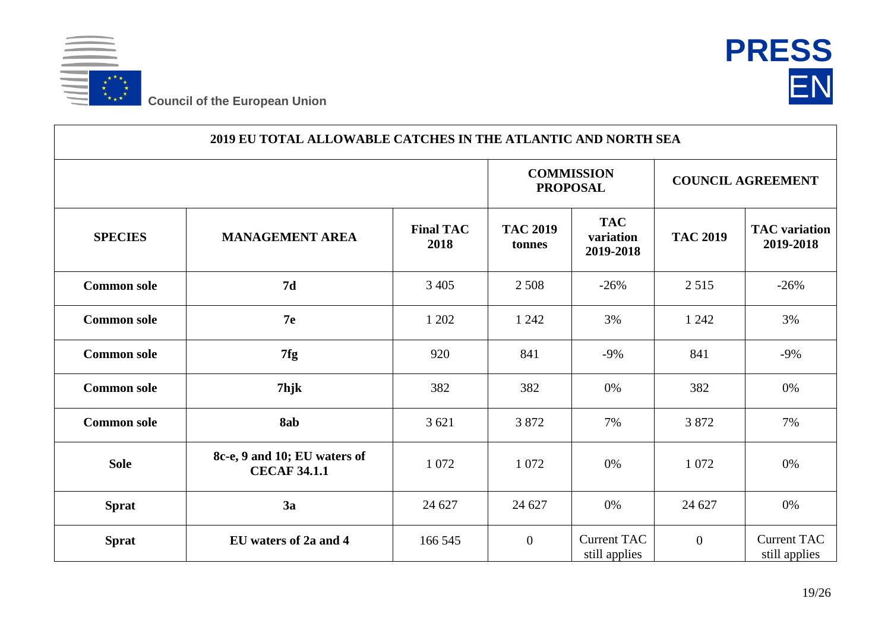| 2019 EU TOTAL ALLOWABLE CATCHES IN THE ATLANTIC AND NORTH SEA | | | | | | |
|---|---|---|---|---|---|---|
| | | | COMMISSION PROPOSAL | | COUNCIL AGREEMENT | |
| **SPECIES** | **MANAGEMENT AREA** | **Final TAC 2018** | **TAC 2019 tonnes** | **TAC variation 2019-2018** | **TAC 2019** | **TAC variation 2019-2018** |
| **Common sole** | **7d** | 3 405 | 2 508 | -26% | 2 515 | -26% |
| **Common sole** | **7e** | 1 202 | 1 242 | 3% | 1 242 | 3% |
| **Common sole** | **7fg** | 920 | 841 | -9% | 841 | -9% |
| **Common sole** | **7hjk** | 382 | 382 | 0% | 382 | 0% |
| **Common sole** | **8ab** | 3 621 | 3 872 | 7% | 3 872 | 7% |
| **Sole** | **8c-e, 9 and 10; EU waters of CECAF 34.1.1** | 1 072 | 1 072 | 0% | 1 072 | 0% |
| **Sprat** | **3a** | 24 627 | 24 627 | 0% | 24 627 | 0% |
| **Sprat** | **EU waters of 2a and 4** | 166 545 | 0 | Current TAC still applies | 0 | Current TAC still applies |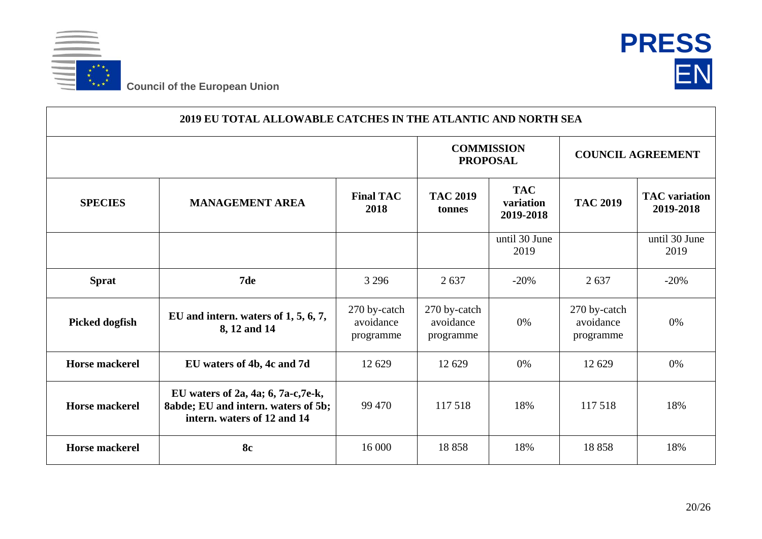| 2019 EU TOTAL ALLOWABLE CATCHES IN THE ATLANTIC AND NORTH SEA | | | | | | |
|---|---|---|---|---|---|---|
| | | | **COMMISSION PROPOSAL** | | **COUNCIL AGREEMENT** | |
| **SPECIES** | **MANAGEMENT AREA** | **Final TAC 2018** | **TAC 2019 tonnes** | **TAC variation 2019-2018** | **TAC 2019** | **TAC variation 2019-2018** |
| | | | | until 30 June 2019 | | until 30 June 2019 |
| **Sprat** | **7de** | 3 296 | 2 637 | -20% | 2 637 | -20% |
| **Picked dogfish** | **EU and intern. waters of 1, 5, 6, 7, 8, 12 and 14** | 270 by-catch avoidance programme | 270 by-catch avoidance programme | 0% | 270 by-catch avoidance programme | 0% |
| **Horse mackerel** | **EU waters of 4b, 4c and 7d** | 12 629 | 12 629 | 0% | 12 629 | 0% |
| **Horse mackerel** | **EU waters of 2a, 4a; 6, 7a-c,7e-k, 8abde; EU and intern. waters of 5b; intern. waters of 12 and 14** | 99 470 | 117 518 | 18% | 117 518 | 18% |
| **Horse mackerel** | **8c** | 16 000 | 18 858 | 18% | 18 858 | 18% |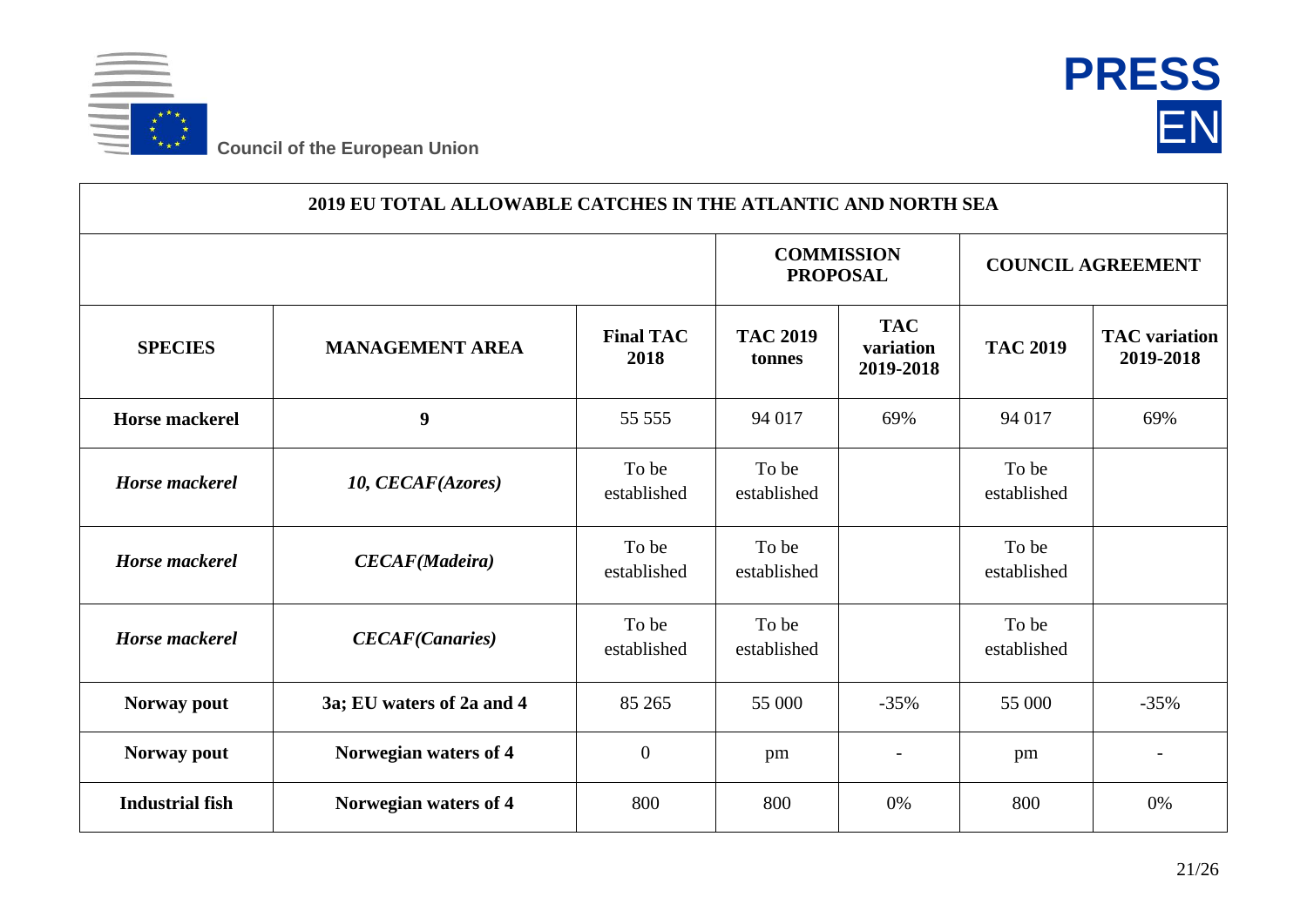| 2019 EU TOTAL ALLOWABLE CATCHES IN THE ATLANTIC AND NORTH SEA | | | | | | |
|---|---|---|---|---|---|---|
| | | | **COMMISSION PROPOSAL** | | **COUNCIL AGREEMENT** | |
| **SPECIES** | **MANAGEMENT AREA** | **Final TAC 2018** | **TAC 2019 tonnes** | **TAC variation 2019-2018** | **TAC 2019** | **TAC variation 2019-2018** |
| **Horse mackerel** | **9** | 55 555 | 94 017 | 69% | 94 017 | 69% |
| ***Horse mackerel*** | ***10, CECAF(Azores)*** | To be established | To be established | | To be established | |
| ***Horse mackerel*** | ***CECAF(Madeira)*** | To be established | To be established | | To be established | |
| ***Horse mackerel*** | ***CECAF(Canaries)*** | To be established | To be established | | To be established | |
| **Norway pout** | **3a; EU waters of 2a and 4** | 85 265 | 55 000 | -35% | 55 000 | -35% |
| **Norway pout** | **Norwegian waters of 4** | 0 | pm | - | pm | - |
| **Industrial fish** | **Norwegian waters of 4** | 800 | 800 | 0% | 800 | 0% |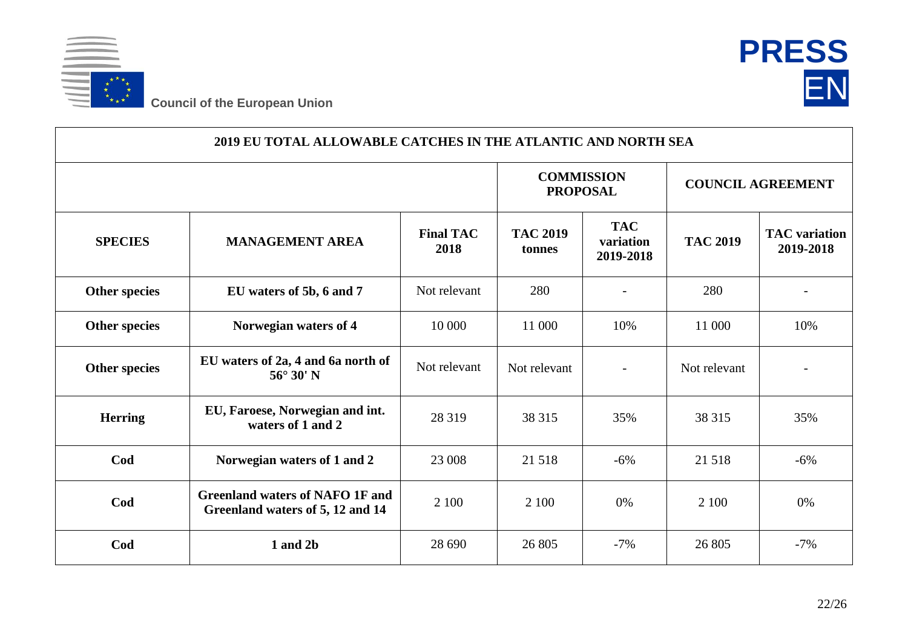| 2019 EU TOTAL ALLOWABLE CATCHES IN THE ATLANTIC AND NORTH SEA | | | | | | |
|---|---|---|---|---|---|---|
| | | | **COMMISSION PROPOSAL** | | **COUNCIL AGREEMENT** | |
| **SPECIES** | **MANAGEMENT AREA** | **Final TAC 2018** | **TAC 2019 tonnes** | **TAC variation 2019-2018** | **TAC 2019** | **TAC variation 2019-2018** |
| **Other species** | **EU waters of 5b, 6 and 7** | Not relevant | 280 | - | 280 | - |
| **Other species** | **Norwegian waters of 4** | 10 000 | 11 000 | 10% | 11 000 | 10% |
| **Other species** | **EU waters of 2a, 4 and 6a north of 56° 30' N** | Not relevant | Not relevant | - | Not relevant | - |
| **Herring** | **EU, Faroese, Norwegian and int. waters of 1 and 2** | 28 319 | 38 315 | 35% | 38 315 | 35% |
| **Cod** | **Norwegian waters of 1 and 2** | 23 008 | 21 518 | -6% | 21 518 | -6% |
| **Cod** | **Greenland waters of NAFO 1F and Greenland waters of 5, 12 and 14** | 2 100 | 2 100 | 0% | 2 100 | 0% |
| **Cod** | **1 and 2b** | 28 690 | 26 805 | -7% | 26 805 | -7% |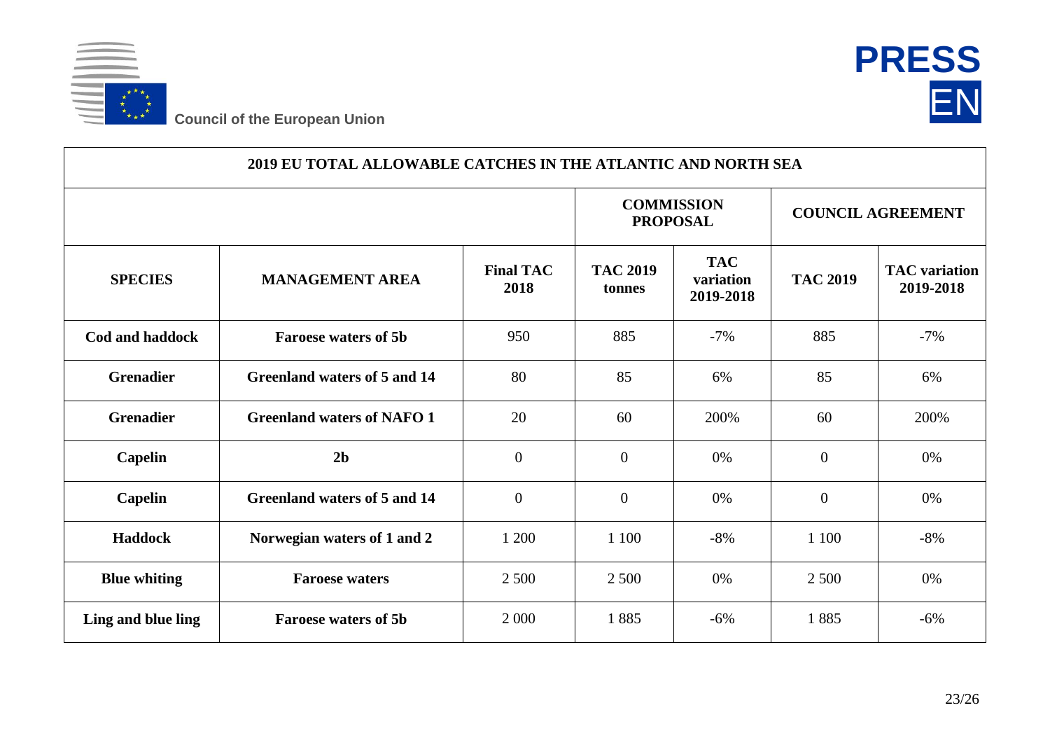| 2019 EU TOTAL ALLOWABLE CATCHES IN THE ATLANTIC AND NORTH SEA | | | | | | |
|---|---|---|---|---|---|---|
| | | | COMMISSION PROPOSAL | | COUNCIL AGREEMENT | |
| **SPECIES** | **MANAGEMENT AREA** | **Final TAC 2018** | **TAC 2019 tonnes** | **TAC variation 2019-2018** | **TAC 2019** | **TAC variation 2019-2018** |
| **Cod and haddock** | **Faroese waters of 5b** | 950 | 885 | -7% | 885 | -7% |
| **Grenadier** | **Greenland waters of 5 and 14** | 80 | 85 | 6% | 85 | 6% |
| **Grenadier** | **Greenland waters of NAFO 1** | 20 | 60 | 200% | 60 | 200% |
| **Capelin** | **2b** | 0 | 0 | 0% | 0 | 0% |
| **Capelin** | **Greenland waters of 5 and 14** | 0 | 0 | 0% | 0 | 0% |
| **Haddock** | **Norwegian waters of 1 and 2** | 1 200 | 1 100 | -8% | 1 100 | -8% |
| **Blue whiting** | **Faroese waters** | 2 500 | 2 500 | 0% | 2 500 | 0% |
| **Ling and blue ling** | **Faroese waters of 5b** | 2 000 | 1 885 | -6% | 1 885 | -6% |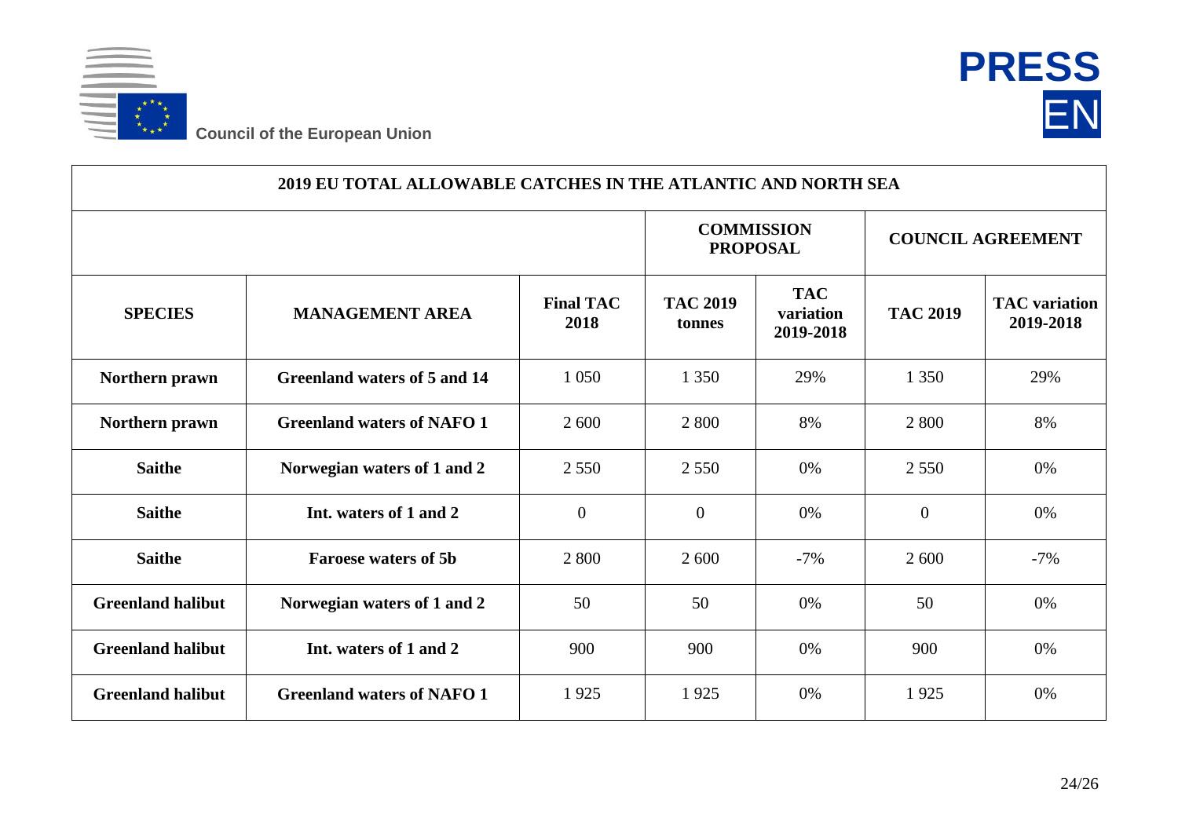| 2019 EU TOTAL ALLOWABLE CATCHES IN THE ATLANTIC AND NORTH SEA | | | | | | |
|---|---|---|---|---|---|---|
| | | | COMMISSION PROPOSAL | | COUNCIL AGREEMENT | |
| **SPECIES** | **MANAGEMENT AREA** | **Final TAC 2018** | **TAC 2019 tonnes** | **TAC variation 2019-2018** | **TAC 2019** | **TAC variation 2019-2018** |
| **Northern prawn** | **Greenland waters of 5 and 14** | 1 050 | 1 350 | 29% | 1 350 | 29% |
| **Northern prawn** | **Greenland waters of NAFO 1** | 2 600 | 2 800 | 8% | 2 800 | 8% |
| **Saithe** | **Norwegian waters of 1 and 2** | 2 550 | 2 550 | 0% | 2 550 | 0% |
| **Saithe** | **Int. waters of 1 and 2** | 0 | 0 | 0% | 0 | 0% |
| **Saithe** | **Faroese waters of 5b** | 2 800 | 2 600 | -7% | 2 600 | -7% |
| **Greenland halibut** | **Norwegian waters of 1 and 2** | 50 | 50 | 0% | 50 | 0% |
| **Greenland halibut** | **Int. waters of 1 and 2** | 900 | 900 | 0% | 900 | 0% |
| **Greenland halibut** | **Greenland waters of NAFO 1** | 1 925 | 1 925 | 0% | 1 925 | 0% |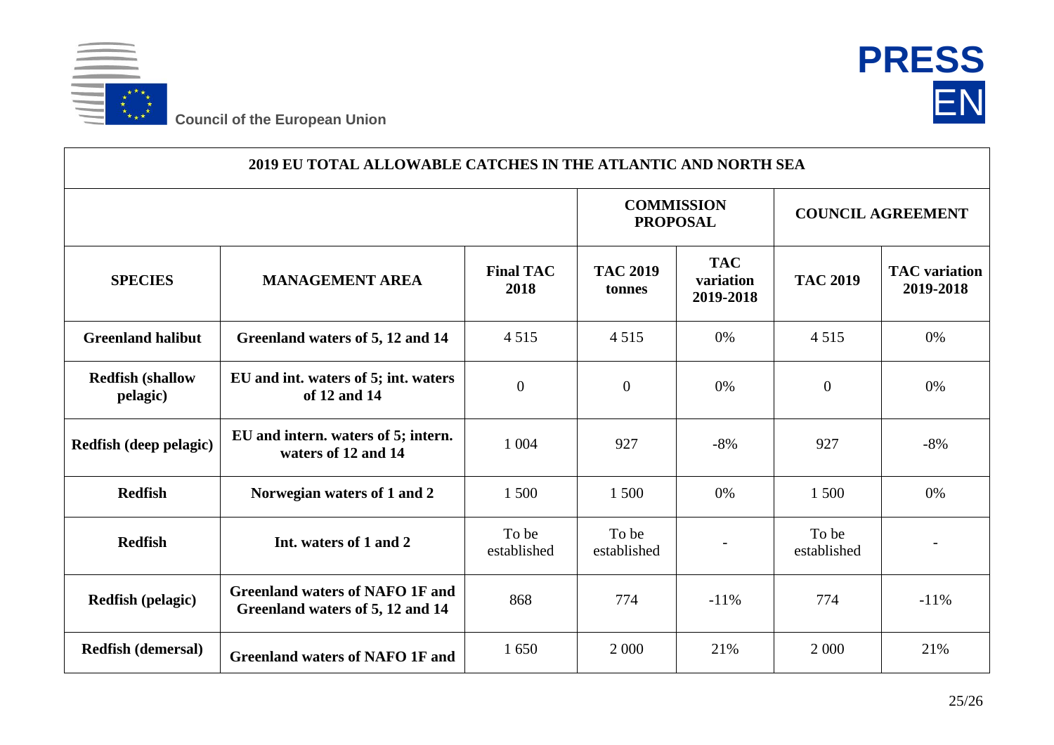| 2019 EU TOTAL ALLOWABLE CATCHES IN THE ATLANTIC AND NORTH SEA | | | | | | |
|---|---|---|---|---|---|---|
| | | | COMMISSION PROPOSAL | | COUNCIL AGREEMENT | |
| **SPECIES** | **MANAGEMENT AREA** | **Final TAC 2018** | **TAC 2019 tonnes** | **TAC variation 2019-2018** | **TAC 2019** | **TAC variation 2019-2018** |
| **Greenland halibut** | **Greenland waters of 5, 12 and 14** | 4 515 | 4 515 | 0% | 4 515 | 0% |
| **Redfish (shallow pelagic)** | **EU and int. waters of 5; int. waters of 12 and 14** | 0 | 0 | 0% | 0 | 0% |
| **Redfish (deep pelagic)** | **EU and intern. waters of 5; intern. waters of 12 and 14** | 1 004 | 927 | -8% | 927 | -8% |
| **Redfish** | **Norwegian waters of 1 and 2** | 1 500 | 1 500 | 0% | 1 500 | 0% |
| **Redfish** | **Int. waters of 1 and 2** | To be established | To be established | - | To be established | - |
| **Redfish (pelagic)** | **Greenland waters of NAFO 1F and Greenland waters of 5, 12 and 14** | 868 | 774 | -11% | 774 | -11% |
| **Redfish (demersal)** | **Greenland waters of NAFO 1F and** | 1 650 | 2 000 | 21% | 2 000 | 21% |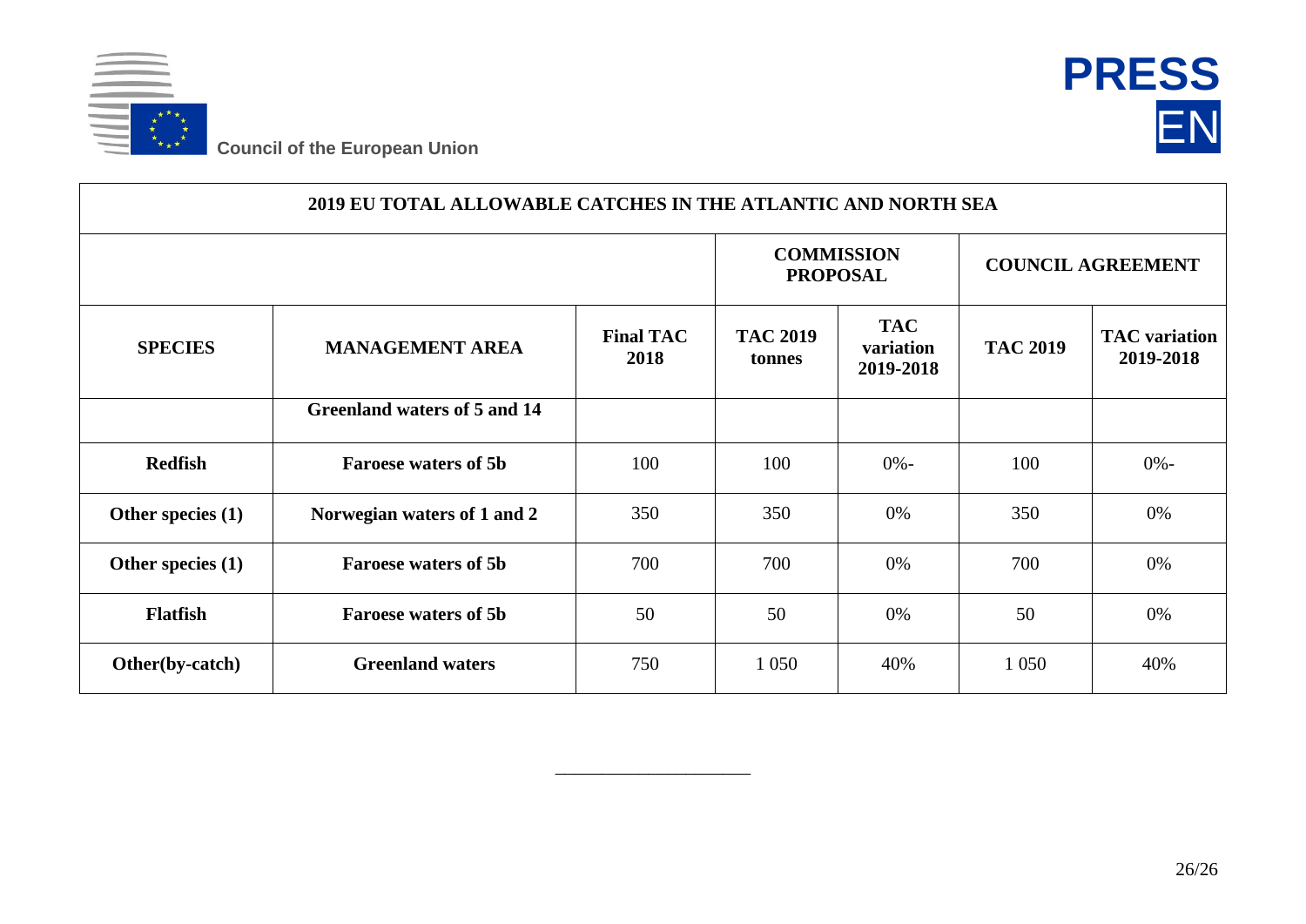| 2019 EU TOTAL ALLOWABLE CATCHES IN THE ATLANTIC AND NORTH SEA | | | | | | |
|---|---|---|---|---|---|---|
| | | | **COMMISSION PROPOSAL** | | **COUNCIL AGREEMENT** | |
| **SPECIES** | **MANAGEMENT AREA** | **Final TAC 2018** | **TAC 2019 tonnes** | **TAC variation 2019-2018** | **TAC 2019** | **TAC variation 2019-2018** |
| | **Greenland waters of 5 and 14** | | | | | |
| **Redfish** | **Faroese waters of 5b** | 100 | 100 | 0%- | 100 | 0%- |
| **Other species (1)** | **Norwegian waters of 1 and 2** | 350 | 350 | 0% | 350 | 0% |
| **Other species (1)** | **Faroese waters of 5b** | 700 | 700 | 0% | 700 | 0% |
| **Flatfish** | **Faroese waters of 5b** | 50 | 50 | 0% | 50 | 0% |
| **Other(by-catch)** | **Greenland waters** | 750 | 1 050 | 40% | 1 050 | 40% |

______________________